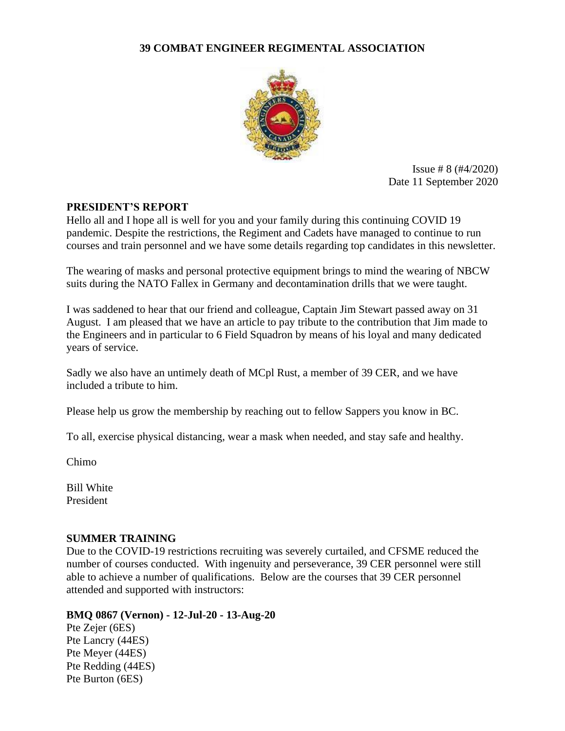# 39 COMBAT ENGINEER REGIMENTAL ASSOCIATION

Issue # 8 (#4/2020)
Date 11 September 2020

## PRESIDENT'S REPORT

Hello all and I hope all is well for you and your family during this continuing COVID 19 pandemic. Despite the restrictions, the Regiment and Cadets have managed to continue to run courses and train personnel and we have some details regarding top candidates in this newsletter.

The wearing of masks and personal protective equipment brings to mind the wearing of NBCW suits during the NATO Fallex in Germany and decontamination drills that we were taught.

I was saddened to hear that our friend and colleague, Captain Jim Stewart passed away on 31 August. I am pleased that we have an article to pay tribute to the contribution that Jim made to the Engineers and in particular to 6 Field Squadron by means of his loyal and many dedicated years of service.

Sadly we also have an untimely death of MCpl Rust, a member of 39 CER, and we have included a tribute to him.

Please help us grow the membership by reaching out to fellow Sappers you know in BC.

To all, exercise physical distancing, wear a mask when needed, and stay safe and healthy.

Chimo

Bill White
President

## SUMMER TRAINING

Due to the COVID-19 restrictions recruiting was severely curtailed, and CFSME reduced the number of courses conducted. With ingenuity and perseverance, 39 CER personnel were still able to achieve a number of qualifications. Below are the courses that 39 CER personnel attended and supported with instructors:

**BMQ 0867 (Vernon) - 12-Jul-20 - 13-Aug-20**
Pte Zejer (6ES)
Pte Lancry (44ES)
Pte Meyer (44ES)
Pte Redding (44ES)
Pte Burton (6ES)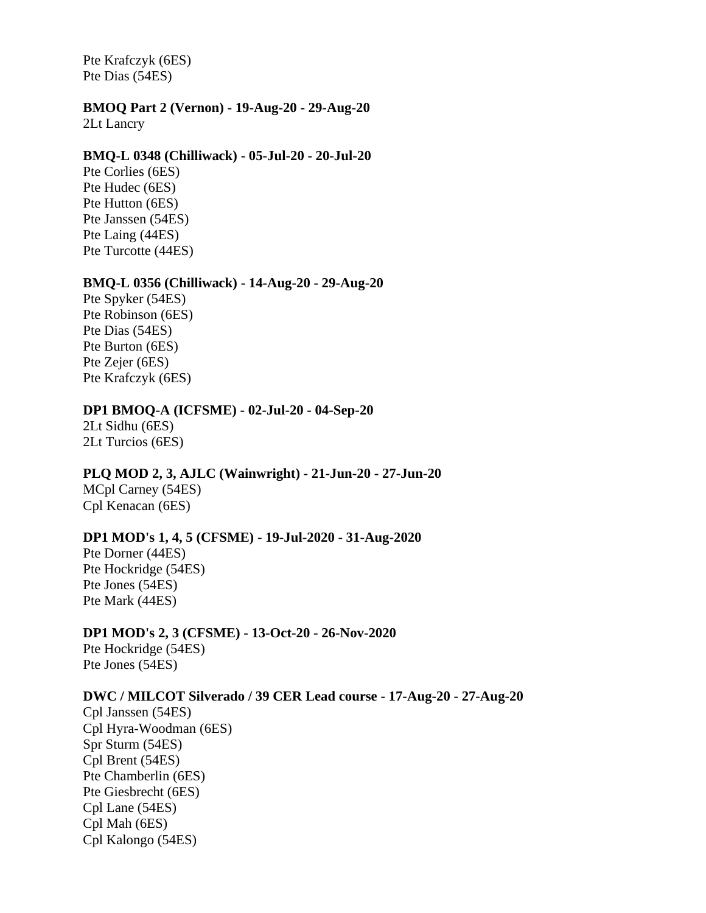Pte Krafczyk (6ES)
Pte Dias (54ES)

**BMOQ Part 2 (Vernon) - 19-Aug-20 - 29-Aug-20**
2Lt Lancry

**BMQ-L 0348 (Chilliwack) - 05-Jul-20 - 20-Jul-20**
Pte Corlies (6ES)
Pte Hudec (6ES)
Pte Hutton (6ES)
Pte Janssen (54ES)
Pte Laing (44ES)
Pte Turcotte (44ES)

**BMQ-L 0356 (Chilliwack) - 14-Aug-20 - 29-Aug-20**
Pte Spyker (54ES)
Pte Robinson (6ES)
Pte Dias (54ES)
Pte Burton (6ES)
Pte Zejer (6ES)
Pte Krafczyk (6ES)

**DP1 BMOQ-A (ICFSME) - 02-Jul-20 - 04-Sep-20**
2Lt Sidhu (6ES)
2Lt Turcios (6ES)

**PLQ MOD 2, 3, AJLC (Wainwright) - 21-Jun-20 - 27-Jun-20**
MCpl Carney (54ES)
Cpl Kenacan (6ES)

**DP1 MOD's 1, 4, 5 (CFSME) - 19-Jul-2020 - 31-Aug-2020**
Pte Dorner (44ES)
Pte Hockridge (54ES)
Pte Jones (54ES)
Pte Mark (44ES)

**DP1 MOD's 2, 3 (CFSME) - 13-Oct-20 - 26-Nov-2020**
Pte Hockridge (54ES)
Pte Jones (54ES)

**DWC / MILCOT Silverado / 39 CER Lead course - 17-Aug-20 - 27-Aug-20**
Cpl Janssen (54ES)
Cpl Hyra-Woodman (6ES)
Spr Sturm (54ES)
Cpl Brent (54ES)
Pte Chamberlin (6ES)
Pte Giesbrecht (6ES)
Cpl Lane (54ES)
Cpl Mah (6ES)
Cpl Kalongo (54ES)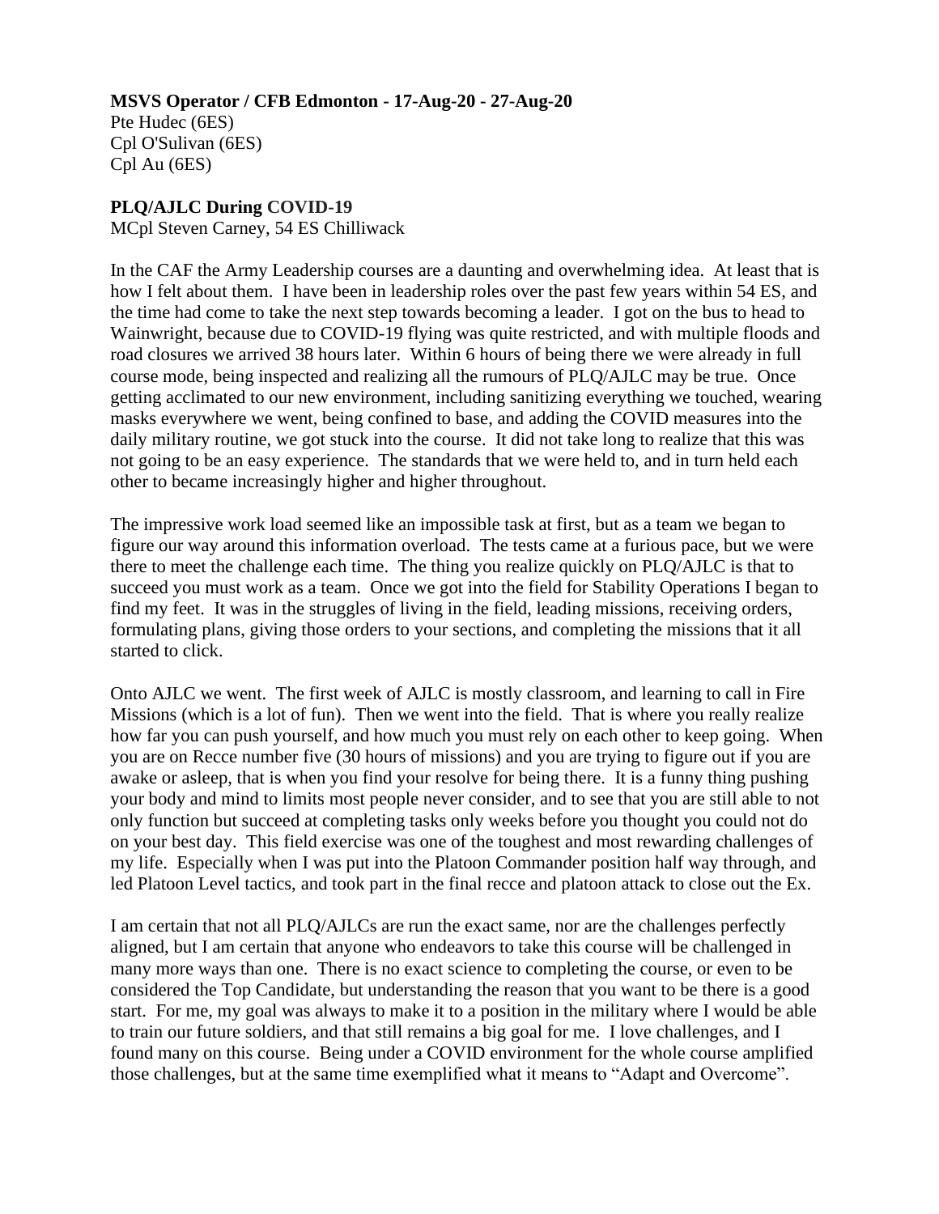**MSVS Operator / CFB Edmonton - 17-Aug-20 - 27-Aug-20**
Pte Hudec (6ES)
Cpl O'Sulivan (6ES)
Cpl Au (6ES)

**PLQ/AJLC During COVID-19**
MCpl Steven Carney, 54 ES Chilliwack

In the CAF the Army Leadership courses are a daunting and overwhelming idea. At least that is how I felt about them. I have been in leadership roles over the past few years within 54 ES, and the time had come to take the next step towards becoming a leader. I got on the bus to head to Wainwright, because due to COVID-19 flying was quite restricted, and with multiple floods and road closures we arrived 38 hours later. Within 6 hours of being there we were already in full course mode, being inspected and realizing all the rumours of PLQ/AJLC may be true. Once getting acclimated to our new environment, including sanitizing everything we touched, wearing masks everywhere we went, being confined to base, and adding the COVID measures into the daily military routine, we got stuck into the course. It did not take long to realize that this was not going to be an easy experience. The standards that we were held to, and in turn held each other to became increasingly higher and higher throughout.

The impressive work load seemed like an impossible task at first, but as a team we began to figure our way around this information overload. The tests came at a furious pace, but we were there to meet the challenge each time. The thing you realize quickly on PLQ/AJLC is that to succeed you must work as a team. Once we got into the field for Stability Operations I began to find my feet. It was in the struggles of living in the field, leading missions, receiving orders, formulating plans, giving those orders to your sections, and completing the missions that it all started to click.

Onto AJLC we went. The first week of AJLC is mostly classroom, and learning to call in Fire Missions (which is a lot of fun). Then we went into the field. That is where you really realize how far you can push yourself, and how much you must rely on each other to keep going. When you are on Recce number five (30 hours of missions) and you are trying to figure out if you are awake or asleep, that is when you find your resolve for being there. It is a funny thing pushing your body and mind to limits most people never consider, and to see that you are still able to not only function but succeed at completing tasks only weeks before you thought you could not do on your best day. This field exercise was one of the toughest and most rewarding challenges of my life. Especially when I was put into the Platoon Commander position half way through, and led Platoon Level tactics, and took part in the final recce and platoon attack to close out the Ex.

I am certain that not all PLQ/AJLCs are run the exact same, nor are the challenges perfectly aligned, but I am certain that anyone who endeavors to take this course will be challenged in many more ways than one. There is no exact science to completing the course, or even to be considered the Top Candidate, but understanding the reason that you want to be there is a good start. For me, my goal was always to make it to a position in the military where I would be able to train our future soldiers, and that still remains a big goal for me. I love challenges, and I found many on this course. Being under a COVID environment for the whole course amplified those challenges, but at the same time exemplified what it means to "Adapt and Overcome".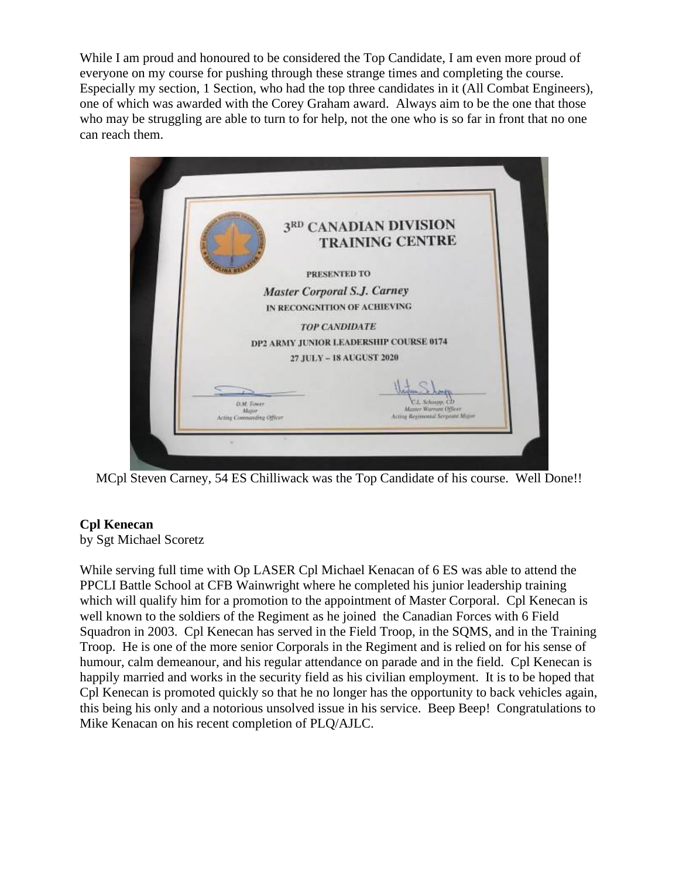While I am proud and honoured to be considered the Top Candidate, I am even more proud of everyone on my course for pushing through these strange times and completing the course. Especially my section, 1 Section, who had the top three candidates in it (All Combat Engineers), one of which was awarded with the Corey Graham award. Always aim to be the one that those who may be struggling are able to turn to for help, not the one who is so far in front that no one can reach them.

3RD CANADIAN DIVISION TRAINING CENTRE

PRESENTED TO

*Master Corporal S.J. Carney*

IN RECONGNITION OF ACHIEVING

*TOP CANDIDATE*

DP2 ARMY JUNIOR LEADERSHIP COURSE 0174

27 JULY – 18 AUGUST 2020

D.M. Tower, Major, Acting Commanding Officer

C.L. Schoepp, CD, Master Warrant Officer, Acting Regimental Sergeant Major

MCpl Steven Carney, 54 ES Chilliwack was the Top Candidate of his course. Well Done!!

**Cpl Kenecan**

by Sgt Michael Scoretz

While serving full time with Op LASER Cpl Michael Kenacan of 6 ES was able to attend the PPCLI Battle School at CFB Wainwright where he completed his junior leadership training which will qualify him for a promotion to the appointment of Master Corporal. Cpl Kenecan is well known to the soldiers of the Regiment as he joined the Canadian Forces with 6 Field Squadron in 2003. Cpl Kenecan has served in the Field Troop, in the SQMS, and in the Training Troop. He is one of the more senior Corporals in the Regiment and is relied on for his sense of humour, calm demeanour, and his regular attendance on parade and in the field. Cpl Kenecan is happily married and works in the security field as his civilian employment. It is to be hoped that Cpl Kenecan is promoted quickly so that he no longer has the opportunity to back vehicles again, this being his only and a notorious unsolved issue in his service. Beep Beep! Congratulations to Mike Kenacan on his recent completion of PLQ/AJLC.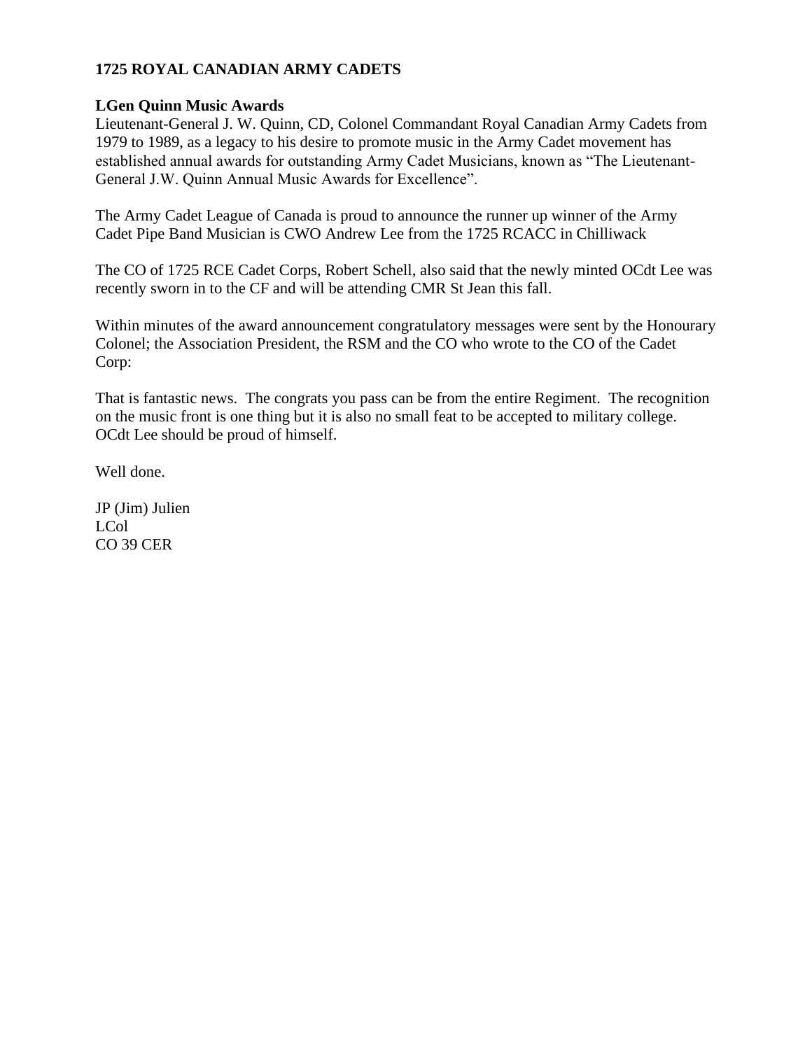**1725 ROYAL CANADIAN ARMY CADETS**

**LGen Quinn Music Awards**

Lieutenant-General J. W. Quinn, CD, Colonel Commandant Royal Canadian Army Cadets from 1979 to 1989, as a legacy to his desire to promote music in the Army Cadet movement has established annual awards for outstanding Army Cadet Musicians, known as "The Lieutenant-General J.W. Quinn Annual Music Awards for Excellence".

The Army Cadet League of Canada is proud to announce the runner up winner of the Army Cadet Pipe Band Musician is CWO Andrew Lee from the 1725 RCACC in Chilliwack

The CO of 1725 RCE Cadet Corps, Robert Schell, also said that the newly minted OCdt Lee was recently sworn in to the CF and will be attending CMR St Jean this fall.

Within minutes of the award announcement congratulatory messages were sent by the Honourary Colonel; the Association President, the RSM and the CO who wrote to the CO of the Cadet Corp:

That is fantastic news. The congrats you pass can be from the entire Regiment. The recognition on the music front is one thing but it is also no small feat to be accepted to military college. OCdt Lee should be proud of himself.

Well done.

JP (Jim) Julien
LCol
CO 39 CER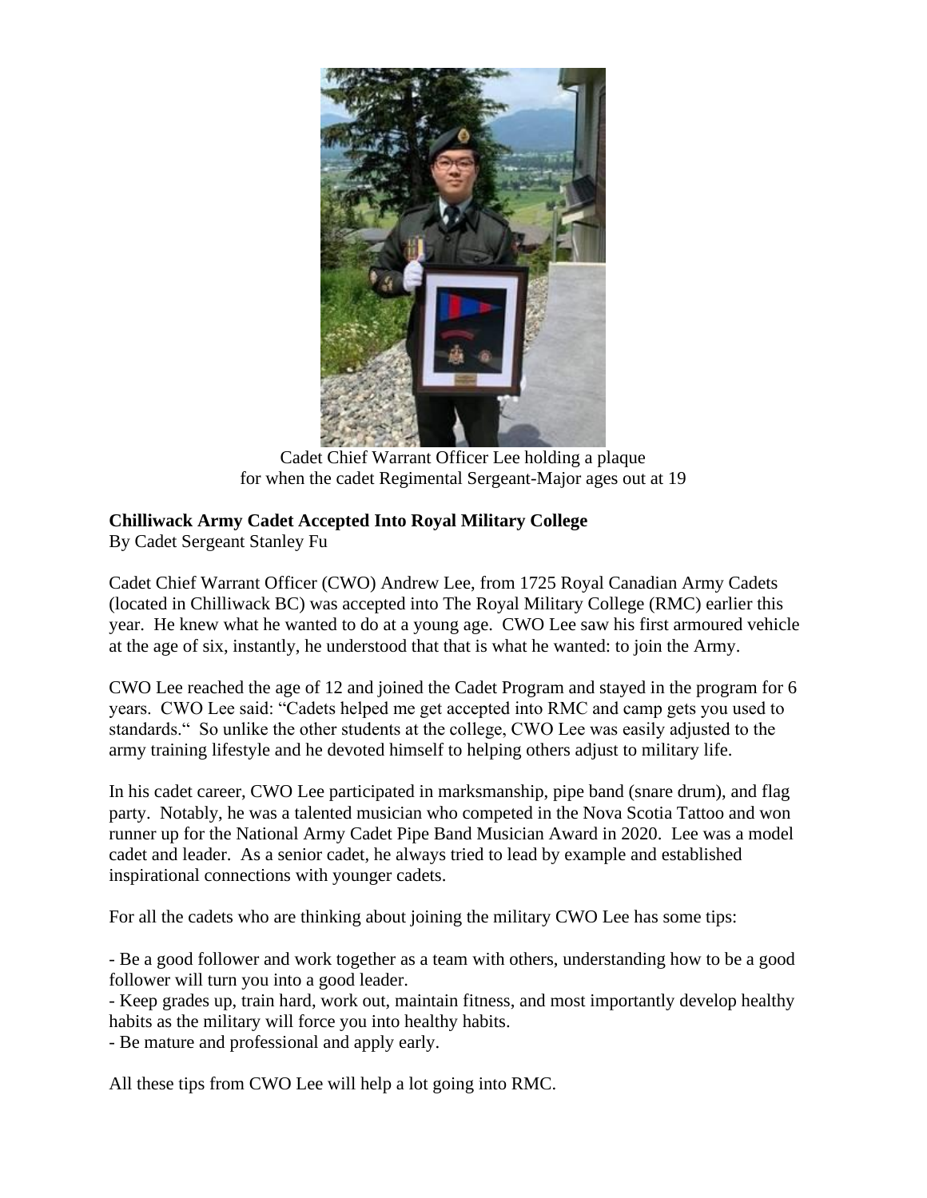Cadet Chief Warrant Officer Lee holding a plaque for when the cadet Regimental Sergeant-Major ages out at 19

**Chilliwack Army Cadet Accepted Into Royal Military College**

By Cadet Sergeant Stanley Fu

Cadet Chief Warrant Officer (CWO) Andrew Lee, from 1725 Royal Canadian Army Cadets (located in Chilliwack BC) was accepted into The Royal Military College (RMC) earlier this year. He knew what he wanted to do at a young age. CWO Lee saw his first armoured vehicle at the age of six, instantly, he understood that that is what he wanted: to join the Army.

CWO Lee reached the age of 12 and joined the Cadet Program and stayed in the program for 6 years. CWO Lee said: "Cadets helped me get accepted into RMC and camp gets you used to standards." So unlike the other students at the college, CWO Lee was easily adjusted to the army training lifestyle and he devoted himself to helping others adjust to military life.

In his cadet career, CWO Lee participated in marksmanship, pipe band (snare drum), and flag party. Notably, he was a talented musician who competed in the Nova Scotia Tattoo and won runner up for the National Army Cadet Pipe Band Musician Award in 2020. Lee was a model cadet and leader. As a senior cadet, he always tried to lead by example and established inspirational connections with younger cadets.

For all the cadets who are thinking about joining the military CWO Lee has some tips:

- Be a good follower and work together as a team with others, understanding how to be a good follower will turn you into a good leader.
- Keep grades up, train hard, work out, maintain fitness, and most importantly develop healthy habits as the military will force you into healthy habits.
- Be mature and professional and apply early.

All these tips from CWO Lee will help a lot going into RMC.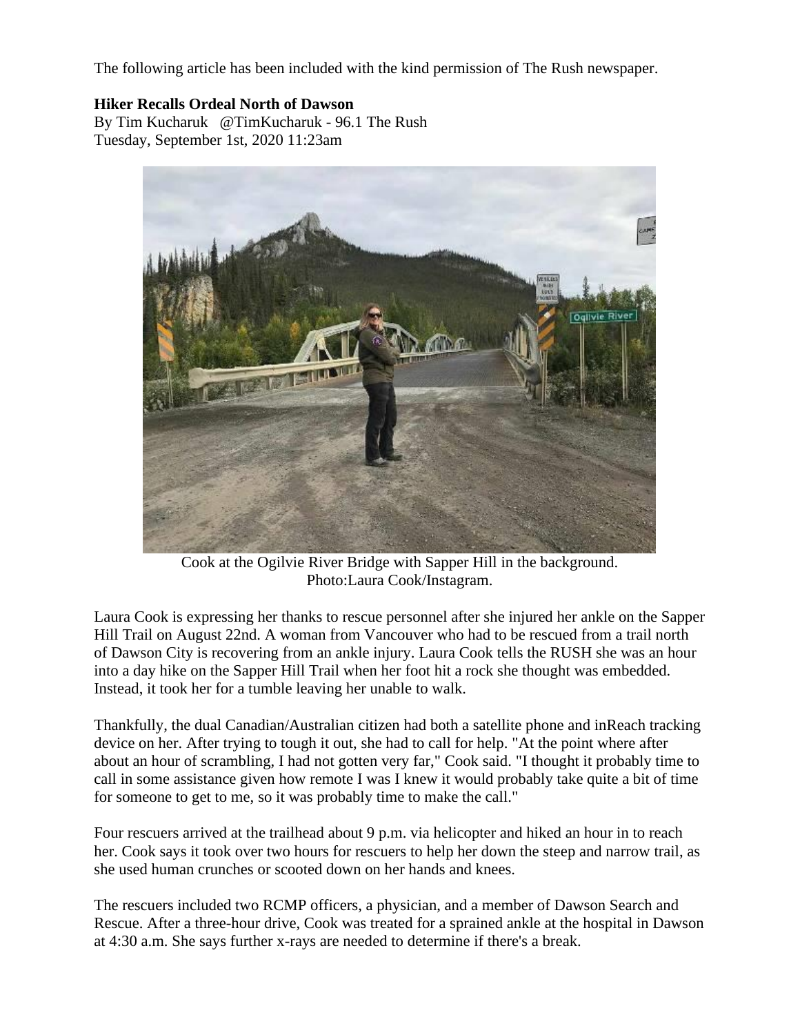The following article has been included with the kind permission of The Rush newspaper.

**Hiker Recalls Ordeal North of Dawson**

By Tim Kucharuk @TimKucharuk - 96.1 The Rush
Tuesday, September 1st, 2020 11:23am

Cook at the Ogilvie River Bridge with Sapper Hill in the background.
Photo:Laura Cook/Instagram.

Laura Cook is expressing her thanks to rescue personnel after she injured her ankle on the Sapper Hill Trail on August 22nd. A woman from Vancouver who had to be rescued from a trail north of Dawson City is recovering from an ankle injury. Laura Cook tells the RUSH she was an hour into a day hike on the Sapper Hill Trail when her foot hit a rock she thought was embedded. Instead, it took her for a tumble leaving her unable to walk.

Thankfully, the dual Canadian/Australian citizen had both a satellite phone and inReach tracking device on her. After trying to tough it out, she had to call for help. "At the point where after about an hour of scrambling, I had not gotten very far," Cook said. "I thought it probably time to call in some assistance given how remote I was I knew it would probably take quite a bit of time for someone to get to me, so it was probably time to make the call."

Four rescuers arrived at the trailhead about 9 p.m. via helicopter and hiked an hour in to reach her. Cook says it took over two hours for rescuers to help her down the steep and narrow trail, as she used human crunches or scooted down on her hands and knees.

The rescuers included two RCMP officers, a physician, and a member of Dawson Search and Rescue. After a three-hour drive, Cook was treated for a sprained ankle at the hospital in Dawson at 4:30 a.m. She says further x-rays are needed to determine if there's a break.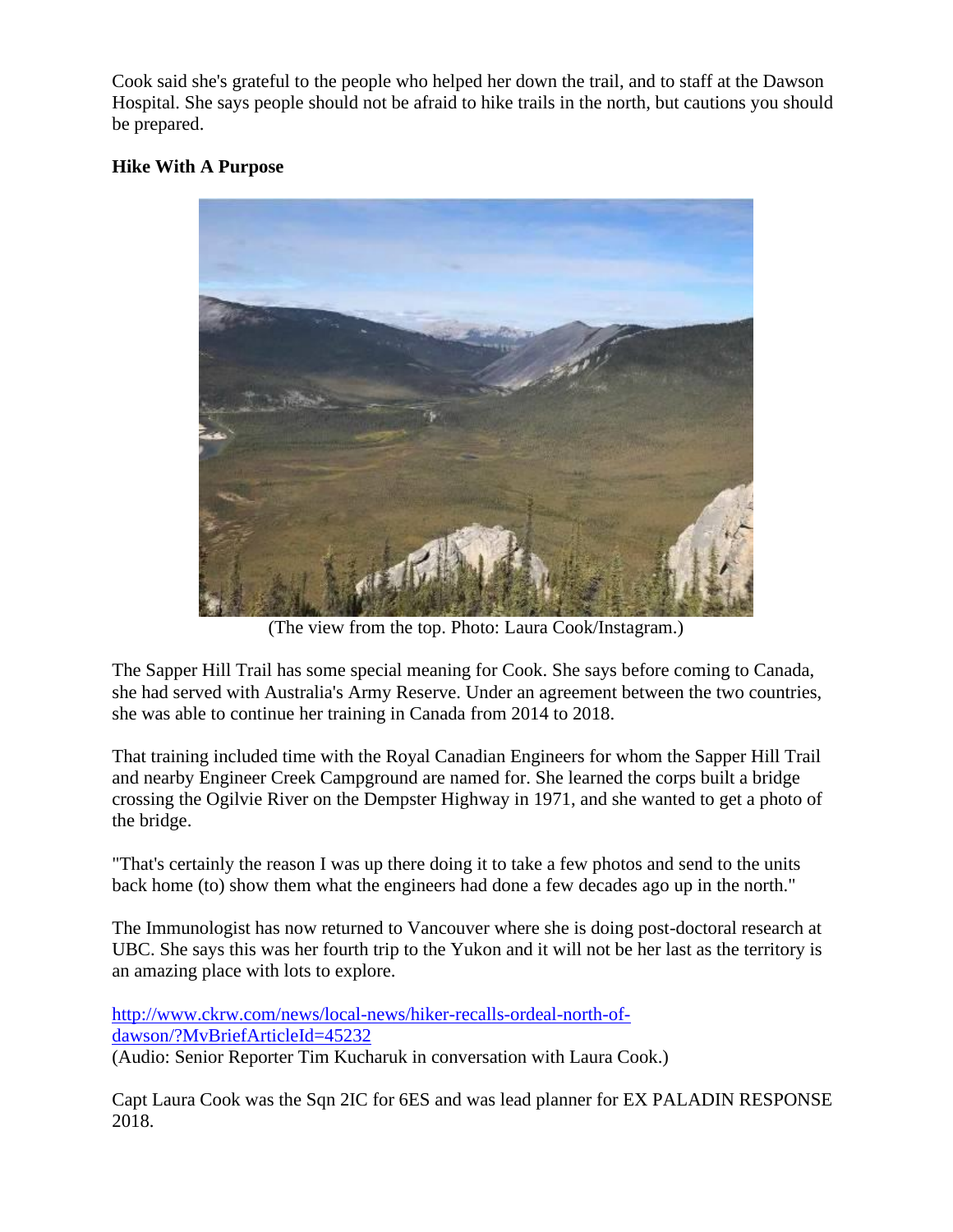Cook said she's grateful to the people who helped her down the trail, and to staff at the Dawson Hospital. She says people should not be afraid to hike trails in the north, but cautions you should be prepared.

**Hike With A Purpose**

(The view from the top. Photo: Laura Cook/Instagram.)

The Sapper Hill Trail has some special meaning for Cook. She says before coming to Canada, she had served with Australia's Army Reserve. Under an agreement between the two countries, she was able to continue her training in Canada from 2014 to 2018.

That training included time with the Royal Canadian Engineers for whom the Sapper Hill Trail and nearby Engineer Creek Campground are named for. She learned the corps built a bridge crossing the Ogilvie River on the Dempster Highway in 1971, and she wanted to get a photo of the bridge.

"That's certainly the reason I was up there doing it to take a few photos and send to the units back home (to) show them what the engineers had done a few decades ago up in the north."

The Immunologist has now returned to Vancouver where she is doing post-doctoral research at UBC. She says this was her fourth trip to the Yukon and it will not be her last as the territory is an amazing place with lots to explore.

[http://www.ckrw.com/news/local-news/hiker-recalls-ordeal-north-of-dawson/?MvBriefArticleId=45232](http://www.ckrw.com/news/local-news/hiker-recalls-ordeal-north-of-dawson/?MvBriefArticleId=45232)
(Audio: Senior Reporter Tim Kucharuk in conversation with Laura Cook.)

Capt Laura Cook was the Sqn 2IC for 6ES and was lead planner for EX PALADIN RESPONSE 2018.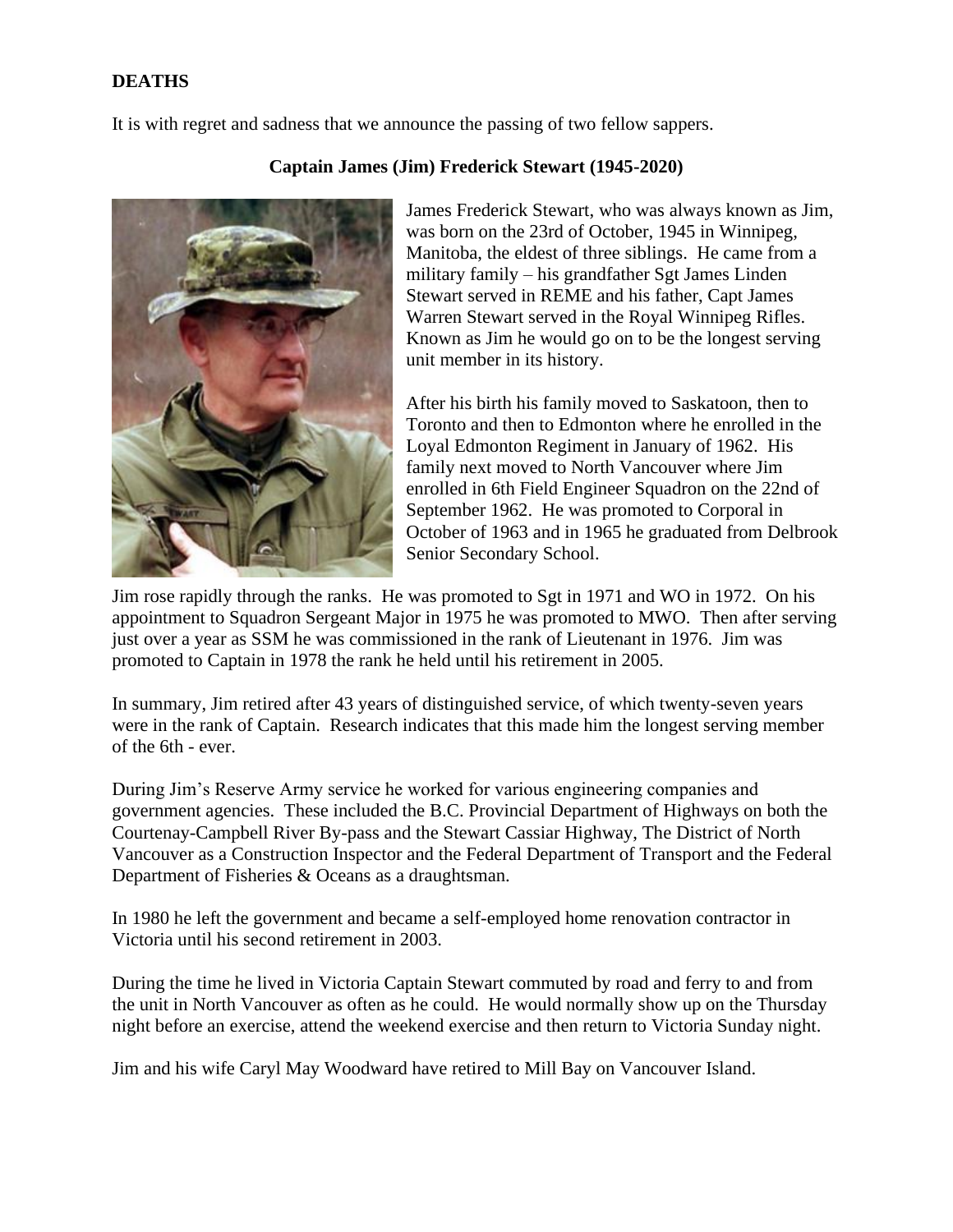**DEATHS**

It is with regret and sadness that we announce the passing of two fellow sappers.

**Captain James (Jim) Frederick Stewart (1945-2020)**

James Frederick Stewart, who was always known as Jim, was born on the 23rd of October, 1945 in Winnipeg, Manitoba, the eldest of three siblings. He came from a military family – his grandfather Sgt James Linden Stewart served in REME and his father, Capt James Warren Stewart served in the Royal Winnipeg Rifles. Known as Jim he would go on to be the longest serving unit member in its history.

After his birth his family moved to Saskatoon, then to Toronto and then to Edmonton where he enrolled in the Loyal Edmonton Regiment in January of 1962. His family next moved to North Vancouver where Jim enrolled in 6th Field Engineer Squadron on the 22nd of September 1962. He was promoted to Corporal in October of 1963 and in 1965 he graduated from Delbrook Senior Secondary School.

Jim rose rapidly through the ranks. He was promoted to Sgt in 1971 and WO in 1972. On his appointment to Squadron Sergeant Major in 1975 he was promoted to MWO. Then after serving just over a year as SSM he was commissioned in the rank of Lieutenant in 1976. Jim was promoted to Captain in 1978 the rank he held until his retirement in 2005.

In summary, Jim retired after 43 years of distinguished service, of which twenty-seven years were in the rank of Captain. Research indicates that this made him the longest serving member of the 6th - ever.

During Jim's Reserve Army service he worked for various engineering companies and government agencies. These included the B.C. Provincial Department of Highways on both the Courtenay-Campbell River By-pass and the Stewart Cassiar Highway, The District of North Vancouver as a Construction Inspector and the Federal Department of Transport and the Federal Department of Fisheries & Oceans as a draughtsman.

In 1980 he left the government and became a self-employed home renovation contractor in Victoria until his second retirement in 2003.

During the time he lived in Victoria Captain Stewart commuted by road and ferry to and from the unit in North Vancouver as often as he could. He would normally show up on the Thursday night before an exercise, attend the weekend exercise and then return to Victoria Sunday night.

Jim and his wife Caryl May Woodward have retired to Mill Bay on Vancouver Island.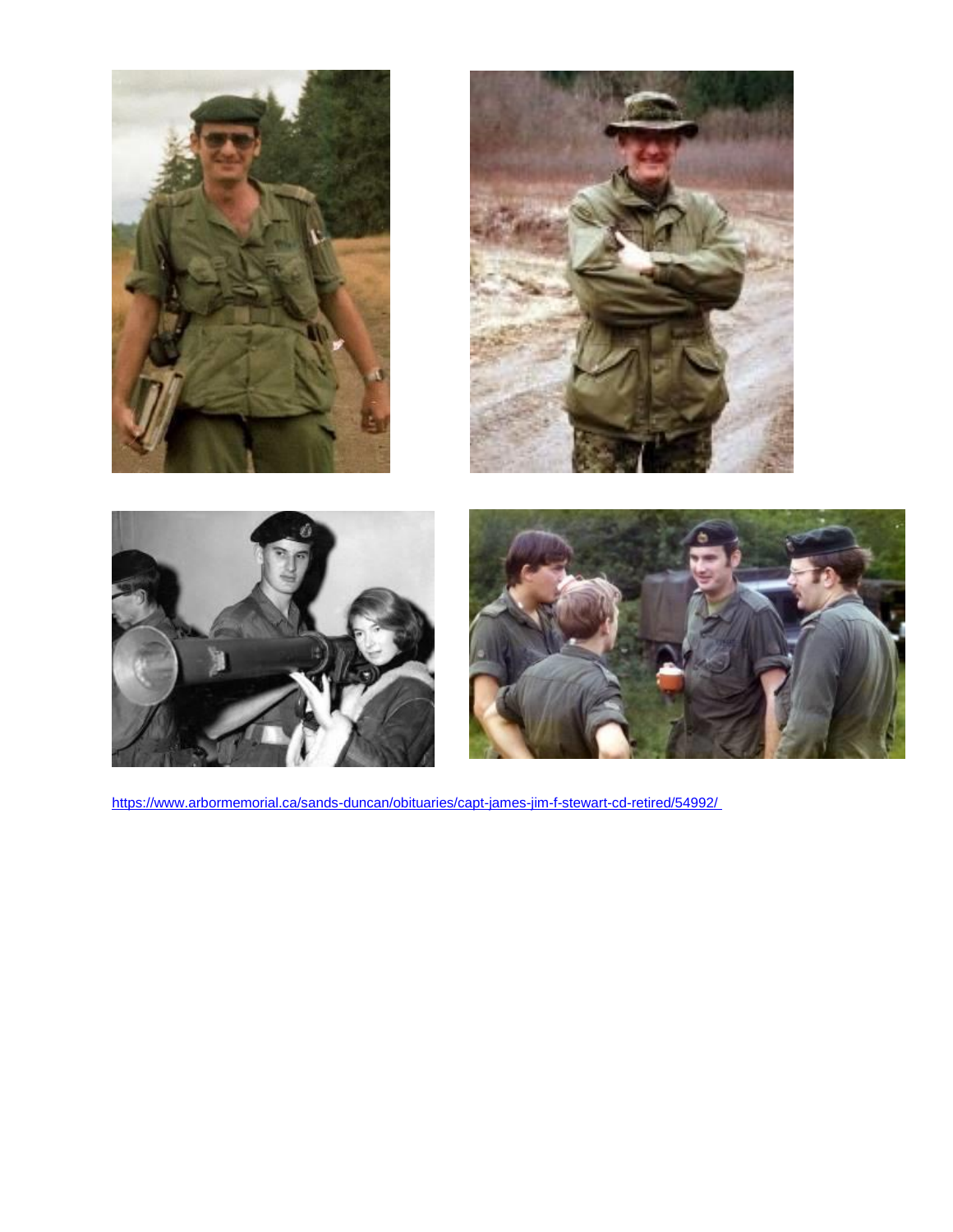https://www.arbormemorial.ca/sands-duncan/obituaries/capt-james-jim-f-stewart-cd-retired/54992/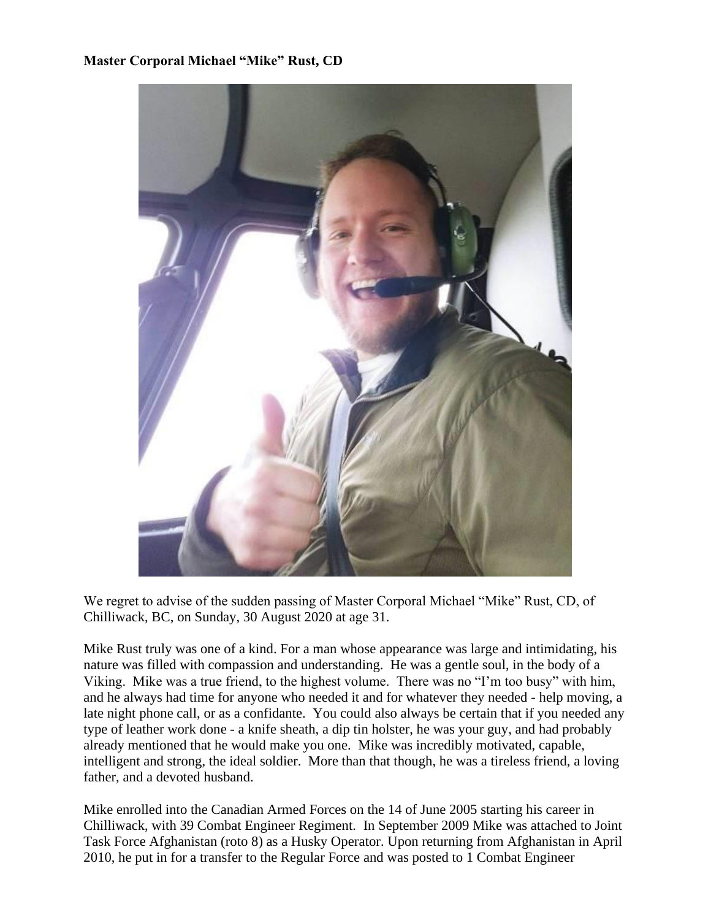**Master Corporal Michael "Mike" Rust, CD**

We regret to advise of the sudden passing of Master Corporal Michael "Mike" Rust, CD, of Chilliwack, BC, on Sunday, 30 August 2020 at age 31.

Mike Rust truly was one of a kind. For a man whose appearance was large and intimidating, his nature was filled with compassion and understanding. He was a gentle soul, in the body of a Viking. Mike was a true friend, to the highest volume. There was no "I'm too busy" with him, and he always had time for anyone who needed it and for whatever they needed - help moving, a late night phone call, or as a confidante. You could also always be certain that if you needed any type of leather work done - a knife sheath, a dip tin holster, he was your guy, and had probably already mentioned that he would make you one. Mike was incredibly motivated, capable, intelligent and strong, the ideal soldier. More than that though, he was a tireless friend, a loving father, and a devoted husband.

Mike enrolled into the Canadian Armed Forces on the 14 of June 2005 starting his career in Chilliwack, with 39 Combat Engineer Regiment. In September 2009 Mike was attached to Joint Task Force Afghanistan (roto 8) as a Husky Operator. Upon returning from Afghanistan in April 2010, he put in for a transfer to the Regular Force and was posted to 1 Combat Engineer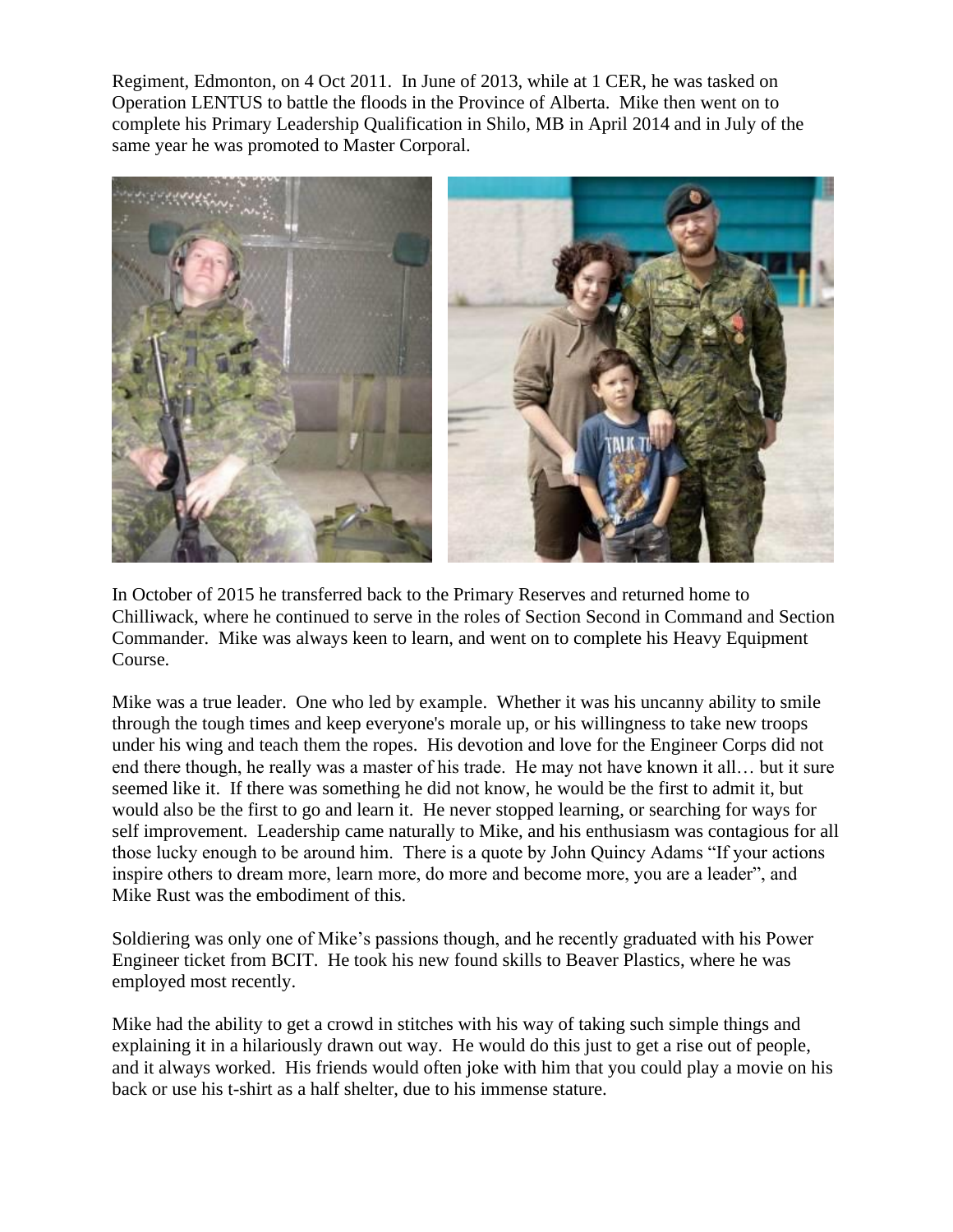Regiment, Edmonton, on 4 Oct 2011. In June of 2013, while at 1 CER, he was tasked on Operation LENTUS to battle the floods in the Province of Alberta. Mike then went on to complete his Primary Leadership Qualification in Shilo, MB in April 2014 and in July of the same year he was promoted to Master Corporal.

In October of 2015 he transferred back to the Primary Reserves and returned home to Chilliwack, where he continued to serve in the roles of Section Second in Command and Section Commander. Mike was always keen to learn, and went on to complete his Heavy Equipment Course.

Mike was a true leader. One who led by example. Whether it was his uncanny ability to smile through the tough times and keep everyone's morale up, or his willingness to take new troops under his wing and teach them the ropes. His devotion and love for the Engineer Corps did not end there though, he really was a master of his trade. He may not have known it all… but it sure seemed like it. If there was something he did not know, he would be the first to admit it, but would also be the first to go and learn it. He never stopped learning, or searching for ways for self improvement. Leadership came naturally to Mike, and his enthusiasm was contagious for all those lucky enough to be around him. There is a quote by John Quincy Adams "If your actions inspire others to dream more, learn more, do more and become more, you are a leader", and Mike Rust was the embodiment of this.

Soldiering was only one of Mike's passions though, and he recently graduated with his Power Engineer ticket from BCIT. He took his new found skills to Beaver Plastics, where he was employed most recently.

Mike had the ability to get a crowd in stitches with his way of taking such simple things and explaining it in a hilariously drawn out way. He would do this just to get a rise out of people, and it always worked. His friends would often joke with him that you could play a movie on his back or use his t-shirt as a half shelter, due to his immense stature.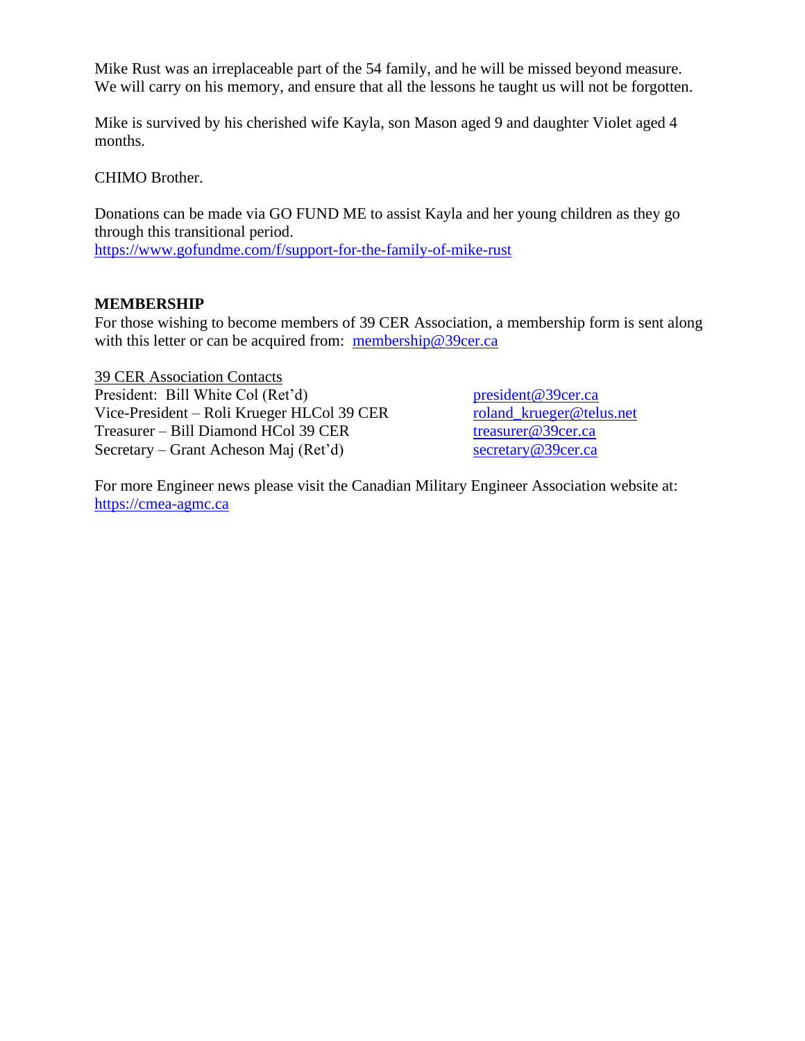Mike Rust was an irreplaceable part of the 54 family, and he will be missed beyond measure. We will carry on his memory, and ensure that all the lessons he taught us will not be forgotten.

Mike is survived by his cherished wife Kayla, son Mason aged 9 and daughter Violet aged 4 months.

CHIMO Brother.

Donations can be made via GO FUND ME to assist Kayla and her young children as they go through this transitional period.
https://www.gofundme.com/f/support-for-the-family-of-mike-rust

**MEMBERSHIP**
For those wishing to become members of 39 CER Association, a membership form is sent along with this letter or can be acquired from: membership@39cer.ca

39 CER Association Contacts

| | |
|---|---|
| President: Bill White Col (Ret'd) | president@39cer.ca |
| Vice-President – Roli Krueger HLCol 39 CER | roland_krueger@telus.net |
| Treasurer – Bill Diamond HCol 39 CER | treasurer@39cer.ca |
| Secretary – Grant Acheson Maj (Ret'd) | secretary@39cer.ca |

For more Engineer news please visit the Canadian Military Engineer Association website at: https://cmea-agmc.ca